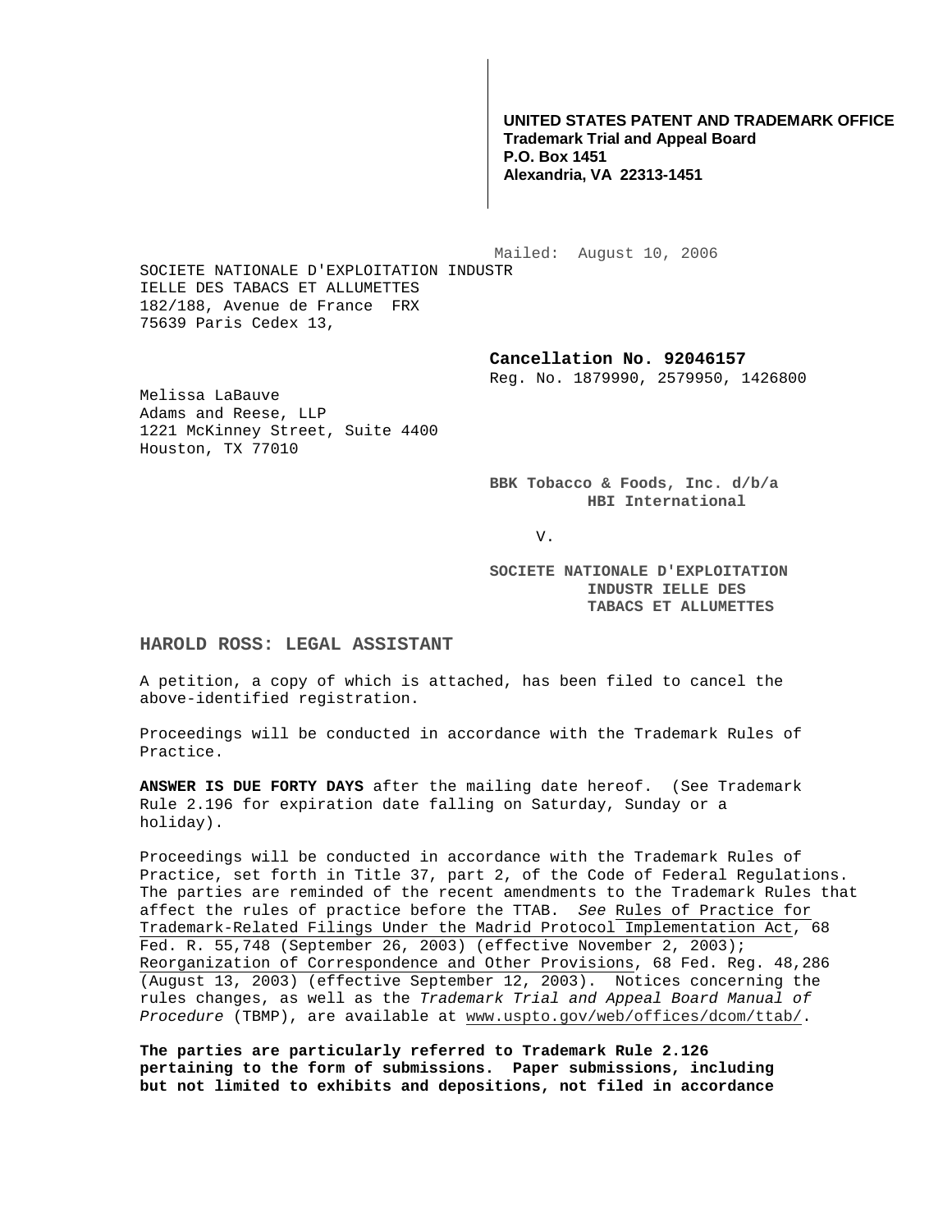**UNITED STATES PATENT AND TRADEMARK OFFICE**
**Trademark Trial and Appeal Board**
**P.O. Box 1451**
**Alexandria, VA 22313-1451**

Mailed: August 10, 2006

SOCIETE NATIONALE D'EXPLOITATION INDUSTR
IELLE DES TABACS ET ALLUMETTES
182/188, Avenue de France FRX
75639 Paris Cedex 13,

**Cancellation No. 92046157**
Reg. No. 1879990, 2579950, 1426800

Melissa LaBauve
Adams and Reese, LLP
1221 McKinney Street, Suite 4400
Houston, TX 77010

**BBK Tobacco & Foods, Inc. d/b/a HBI International**

V.

**SOCIETE NATIONALE D'EXPLOITATION INDUSTR IELLE DES TABACS ET ALLUMETTES**

**HAROLD ROSS: LEGAL ASSISTANT**

A petition, a copy of which is attached, has been filed to cancel the above-identified registration.

Proceedings will be conducted in accordance with the Trademark Rules of Practice.

**ANSWER IS DUE FORTY DAYS** after the mailing date hereof. (See Trademark Rule 2.196 for expiration date falling on Saturday, Sunday or a holiday).

Proceedings will be conducted in accordance with the Trademark Rules of Practice, set forth in Title 37, part 2, of the Code of Federal Regulations. The parties are reminded of the recent amendments to the Trademark Rules that affect the rules of practice before the TTAB. *See* Rules of Practice for Trademark-Related Filings Under the Madrid Protocol Implementation Act, 68 Fed. R. 55,748 (September 26, 2003) (effective November 2, 2003); Reorganization of Correspondence and Other Provisions, 68 Fed. Reg. 48,286 (August 13, 2003) (effective September 12, 2003). Notices concerning the rules changes, as well as the *Trademark Trial and Appeal Board Manual of Procedure* (TBMP), are available at www.uspto.gov/web/offices/dcom/ttab/.

**The parties are particularly referred to Trademark Rule 2.126 pertaining to the form of submissions. Paper submissions, including but not limited to exhibits and depositions, not filed in accordance**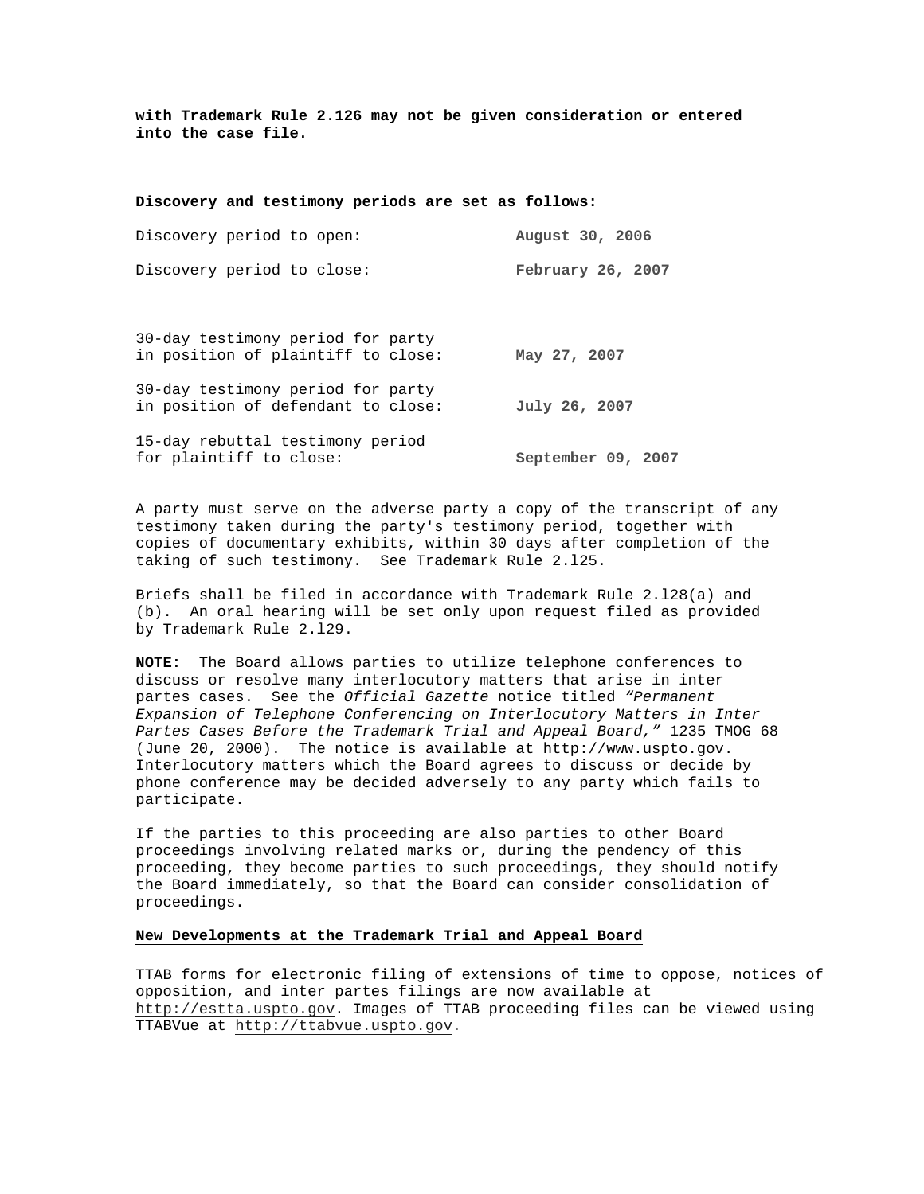**with Trademark Rule 2.126 may not be given consideration or entered into the case file.**

**Discovery and testimony periods are set as follows:**

| | |
|---|---|
| Discovery period to open: | **August 30, 2006** |
| Discovery period to close: | **February 26, 2007** |
| 30-day testimony period for party in position of plaintiff to close: | **May 27, 2007** |
| 30-day testimony period for party in position of defendant to close: | **July 26, 2007** |
| 15-day rebuttal testimony period for plaintiff to close: | **September 09, 2007** |

A party must serve on the adverse party a copy of the transcript of any testimony taken during the party's testimony period, together with copies of documentary exhibits, within 30 days after completion of the taking of such testimony. See Trademark Rule 2.l25.

Briefs shall be filed in accordance with Trademark Rule 2.l28(a) and (b). An oral hearing will be set only upon request filed as provided by Trademark Rule 2.l29.

**NOTE:** The Board allows parties to utilize telephone conferences to discuss or resolve many interlocutory matters that arise in inter partes cases. See the *Official Gazette* notice titled *"Permanent Expansion of Telephone Conferencing on Interlocutory Matters in Inter Partes Cases Before the Trademark Trial and Appeal Board,"* 1235 TMOG 68 (June 20, 2000). The notice is available at http://www.uspto.gov. Interlocutory matters which the Board agrees to discuss or decide by phone conference may be decided adversely to any party which fails to participate.

If the parties to this proceeding are also parties to other Board proceedings involving related marks or, during the pendency of this proceeding, they become parties to such proceedings, they should notify the Board immediately, so that the Board can consider consolidation of proceedings.

**New Developments at the Trademark Trial and Appeal Board**

TTAB forms for electronic filing of extensions of time to oppose, notices of opposition, and inter partes filings are now available at http://estta.uspto.gov. Images of TTAB proceeding files can be viewed using TTABVue at http://ttabvue.uspto.gov.